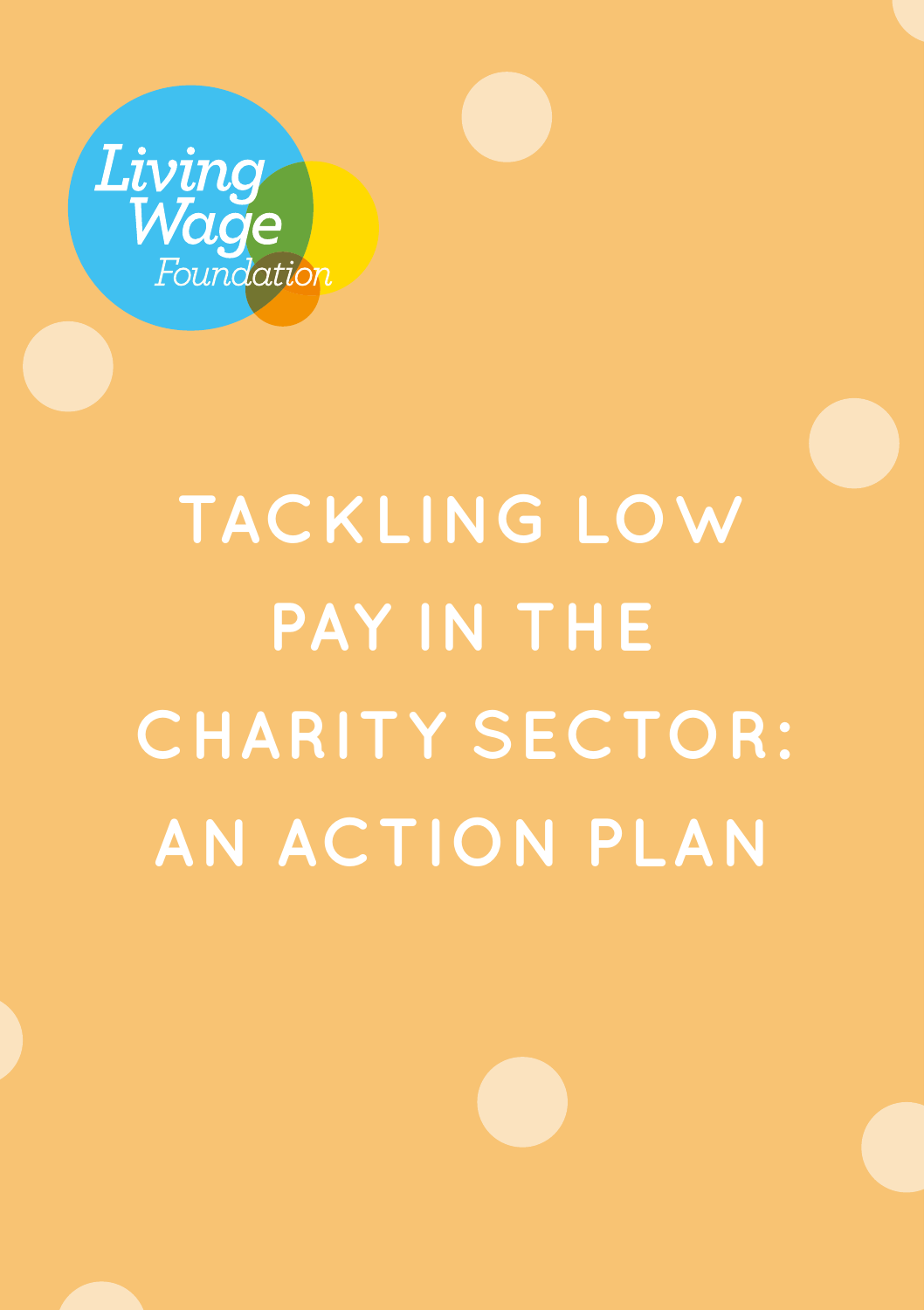Living Wage Foundation

# TACKLING LOW PAY IN THE CHARITY SECTOR: AN ACTION PLAN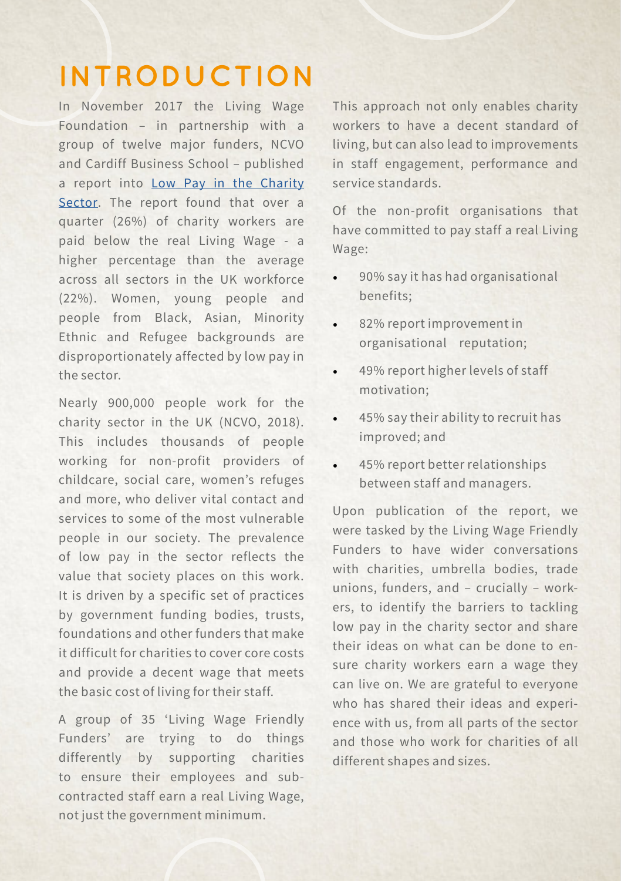# INTRODUCTION

In November 2017 the Living Wage Foundation – in partnership with a group of twelve major funders, NCVO and Cardiff Business School – published a report into [Low Pay in the Charity Sector](). The report found that over a quarter (26%) of charity workers are paid below the real Living Wage - a higher percentage than the average across all sectors in the UK workforce (22%). Women, young people and people from Black, Asian, Minority Ethnic and Refugee backgrounds are disproportionately affected by low pay in the sector.

Nearly 900,000 people work for the charity sector in the UK (NCVO, 2018). This includes thousands of people working for non-profit providers of childcare, social care, women's refuges and more, who deliver vital contact and services to some of the most vulnerable people in our society. The prevalence of low pay in the sector reflects the value that society places on this work. It is driven by a specific set of practices by government funding bodies, trusts, foundations and other funders that make it difficult for charities to cover core costs and provide a decent wage that meets the basic cost of living for their staff.

A group of 35 'Living Wage Friendly Funders' are trying to do things differently by supporting charities to ensure their employees and sub-contracted staff earn a real Living Wage, not just the government minimum.

This approach not only enables charity workers to have a decent standard of living, but can also lead to improvements in staff engagement, performance and service standards.

Of the non-profit organisations that have committed to pay staff a real Living Wage:

- 90% say it has had organisational benefits;
- 82% report improvement in organisational reputation;
- 49% report higher levels of staff motivation;
- 45% say their ability to recruit has improved; and
- 45% report better relationships between staff and managers.

Upon publication of the report, we were tasked by the Living Wage Friendly Funders to have wider conversations with charities, umbrella bodies, trade unions, funders, and – crucially – workers, to identify the barriers to tackling low pay in the charity sector and share their ideas on what can be done to ensure charity workers earn a wage they can live on. We are grateful to everyone who has shared their ideas and experience with us, from all parts of the sector and those who work for charities of all different shapes and sizes.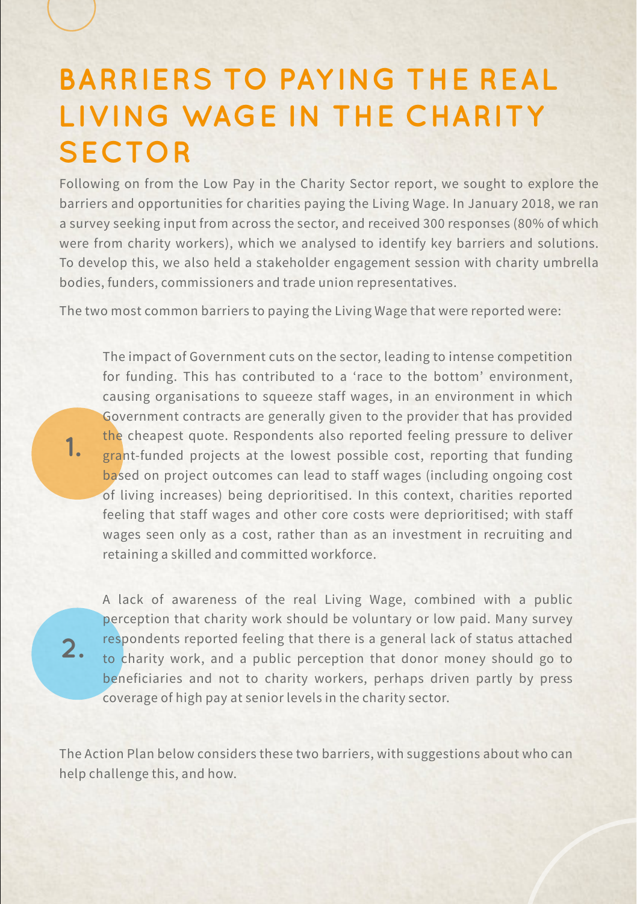# BARRIERS TO PAYING THE REAL LIVING WAGE IN THE CHARITY SECTOR

Following on from the Low Pay in the Charity Sector report, we sought to explore the barriers and opportunities for charities paying the Living Wage. In January 2018, we ran a survey seeking input from across the sector, and received 300 responses (80% of which were from charity workers), which we analysed to identify key barriers and solutions. To develop this, we also held a stakeholder engagement session with charity umbrella bodies, funders, commissioners and trade union representatives.

The two most common barriers to paying the Living Wage that were reported were:

1. The impact of Government cuts on the sector, leading to intense competition for funding. This has contributed to a 'race to the bottom' environment, causing organisations to squeeze staff wages, in an environment in which Government contracts are generally given to the provider that has provided the cheapest quote. Respondents also reported feeling pressure to deliver grant-funded projects at the lowest possible cost, reporting that funding based on project outcomes can lead to staff wages (including ongoing cost of living increases) being deprioritised. In this context, charities reported feeling that staff wages and other core costs were deprioritised; with staff wages seen only as a cost, rather than as an investment in recruiting and retaining a skilled and committed workforce.

2. A lack of awareness of the real Living Wage, combined with a public perception that charity work should be voluntary or low paid. Many survey respondents reported feeling that there is a general lack of status attached to charity work, and a public perception that donor money should go to beneficiaries and not to charity workers, perhaps driven partly by press coverage of high pay at senior levels in the charity sector.

The Action Plan below considers these two barriers, with suggestions about who can help challenge this, and how.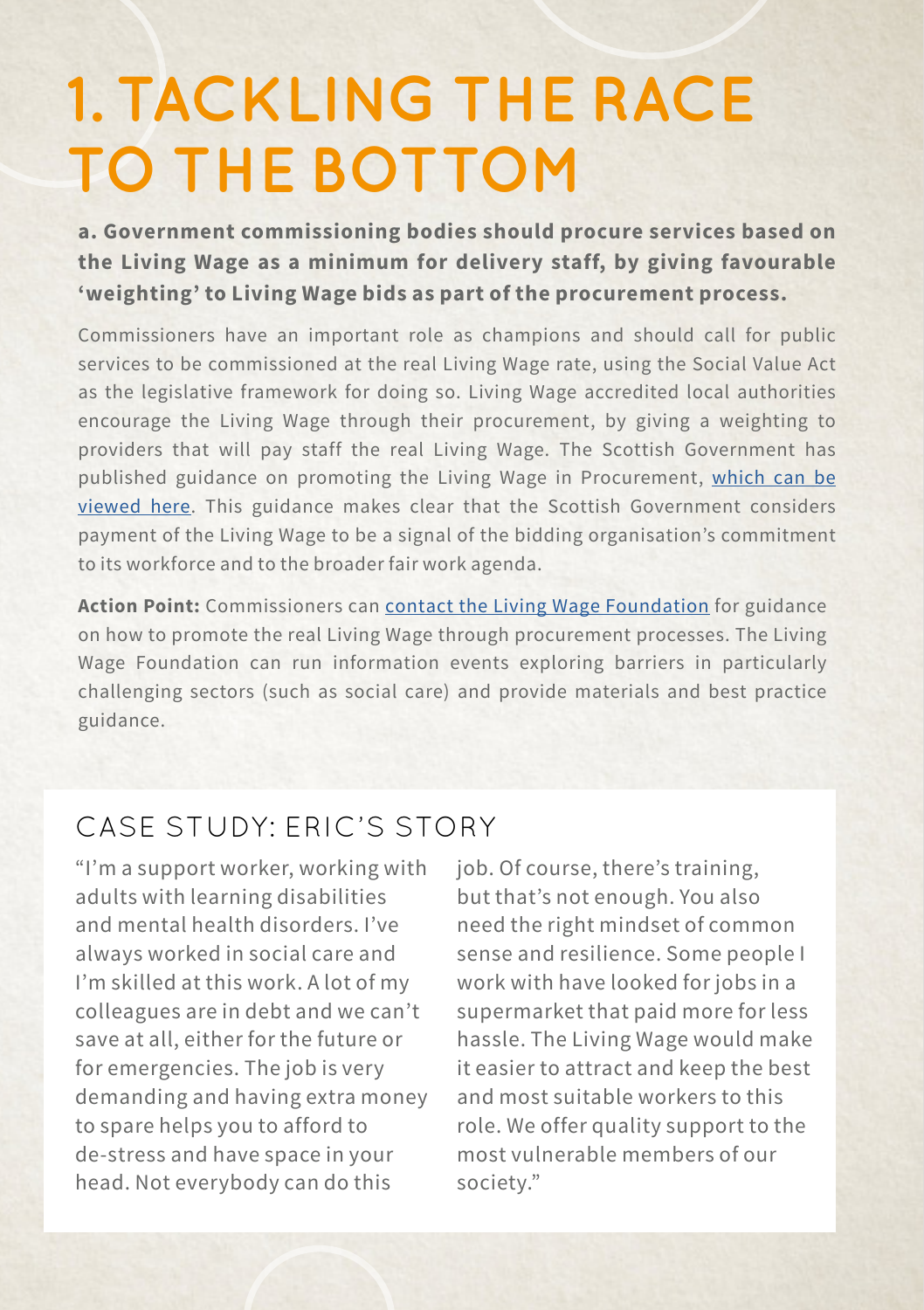# 1. TACKLING THE RACE TO THE BOTTOM

**a. Government commissioning bodies should procure services based on the Living Wage as a minimum for delivery staff, by giving favourable 'weighting' to Living Wage bids as part of the procurement process.**

Commissioners have an important role as champions and should call for public services to be commissioned at the real Living Wage rate, using the Social Value Act as the legislative framework for doing so. Living Wage accredited local authorities encourage the Living Wage through their procurement, by giving a weighting to providers that will pay staff the real Living Wage. The Scottish Government has published guidance on promoting the Living Wage in Procurement, which can be viewed here. This guidance makes clear that the Scottish Government considers payment of the Living Wage to be a signal of the bidding organisation's commitment to its workforce and to the broader fair work agenda.

**Action Point:** Commissioners can contact the Living Wage Foundation for guidance on how to promote the real Living Wage through procurement processes. The Living Wage Foundation can run information events exploring barriers in particularly challenging sectors (such as social care) and provide materials and best practice guidance.

## CASE STUDY: ERIC'S STORY

"I'm a support worker, working with adults with learning disabilities and mental health disorders. I've always worked in social care and I'm skilled at this work. A lot of my colleagues are in debt and we can't save at all, either for the future or for emergencies. The job is very demanding and having extra money to spare helps you to afford to de-stress and have space in your head. Not everybody can do this job. Of course, there's training, but that's not enough. You also need the right mindset of common sense and resilience. Some people I work with have looked for jobs in a supermarket that paid more for less hassle. The Living Wage would make it easier to attract and keep the best and most suitable workers to this role. We offer quality support to the most vulnerable members of our society."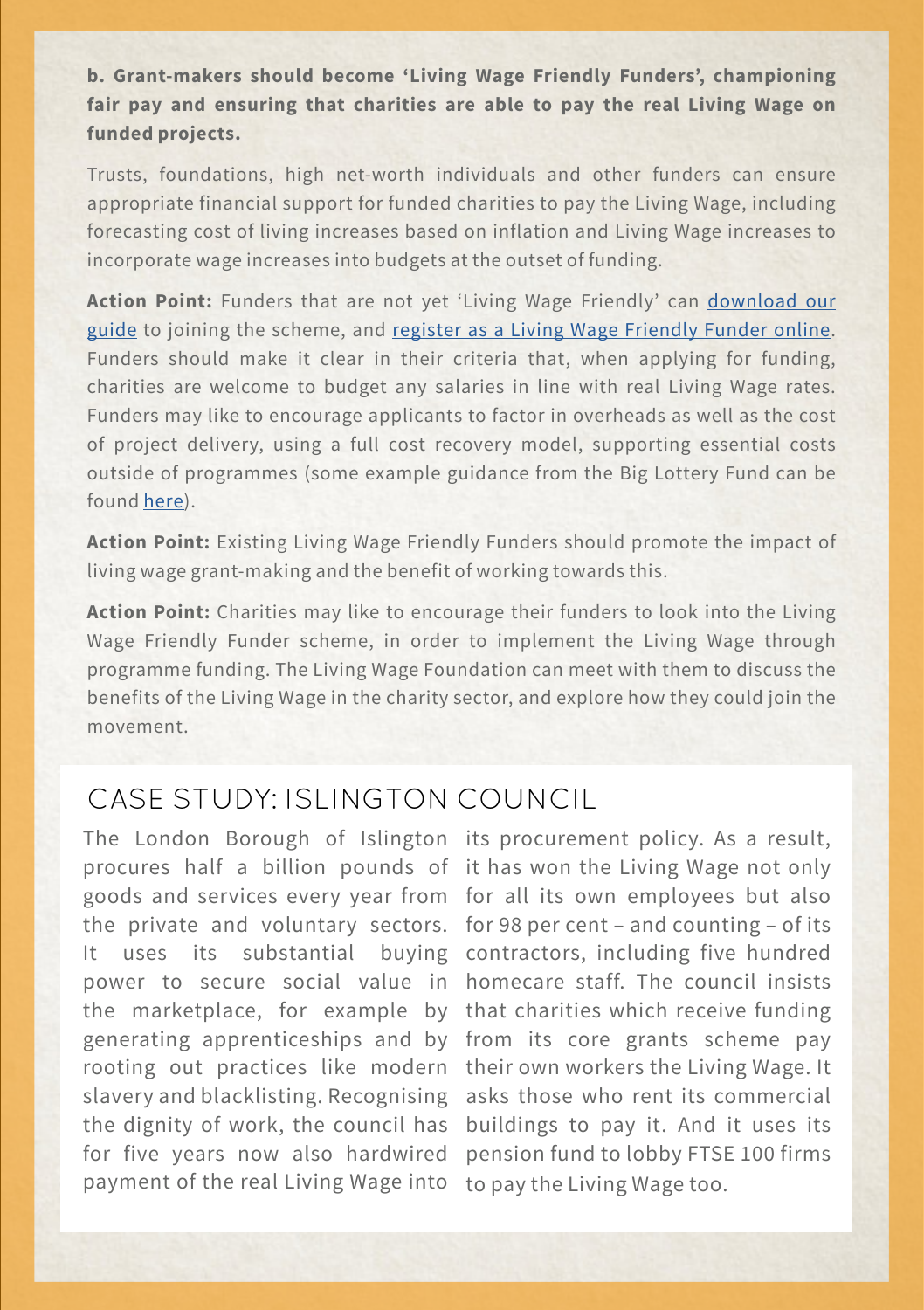**b. Grant-makers should become 'Living Wage Friendly Funders', championing fair pay and ensuring that charities are able to pay the real Living Wage on funded projects.**

Trusts, foundations, high net-worth individuals and other funders can ensure appropriate financial support for funded charities to pay the Living Wage, including forecasting cost of living increases based on inflation and Living Wage increases to incorporate wage increases into budgets at the outset of funding.

**Action Point:** Funders that are not yet 'Living Wage Friendly' can download our guide to joining the scheme, and register as a Living Wage Friendly Funder online. Funders should make it clear in their criteria that, when applying for funding, charities are welcome to budget any salaries in line with real Living Wage rates. Funders may like to encourage applicants to factor in overheads as well as the cost of project delivery, using a full cost recovery model, supporting essential costs outside of programmes (some example guidance from the Big Lottery Fund can be found here).

**Action Point:** Existing Living Wage Friendly Funders should promote the impact of living wage grant-making and the benefit of working towards this.

**Action Point:** Charities may like to encourage their funders to look into the Living Wage Friendly Funder scheme, in order to implement the Living Wage through programme funding. The Living Wage Foundation can meet with them to discuss the benefits of the Living Wage in the charity sector, and explore how they could join the movement.

## CASE STUDY: ISLINGTON COUNCIL

The London Borough of Islington procures half a billion pounds of goods and services every year from the private and voluntary sectors. It uses its substantial buying power to secure social value in the marketplace, for example by generating apprenticeships and by rooting out practices like modern slavery and blacklisting. Recognising the dignity of work, the council has for five years now also hardwired payment of the real Living Wage into its procurement policy. As a result, it has won the Living Wage not only for all its own employees but also for 98 per cent – and counting – of its contractors, including five hundred homecare staff. The council insists that charities which receive funding from its core grants scheme pay their own workers the Living Wage. It asks those who rent its commercial buildings to pay it. And it uses its pension fund to lobby FTSE 100 firms to pay the Living Wage too.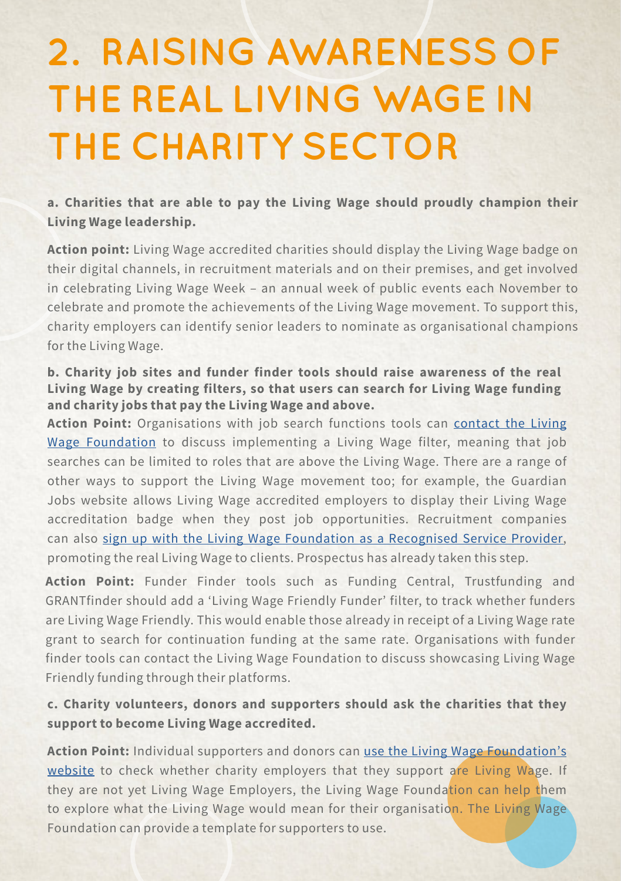# 2. RAISING AWARENESS OF THE REAL LIVING WAGE IN THE CHARITY SECTOR

**a. Charities that are able to pay the Living Wage should proudly champion their Living Wage leadership.**

**Action point:** Living Wage accredited charities should display the Living Wage badge on their digital channels, in recruitment materials and on their premises, and get involved in celebrating Living Wage Week – an annual week of public events each November to celebrate and promote the achievements of the Living Wage movement. To support this, charity employers can identify senior leaders to nominate as organisational champions for the Living Wage.

**b. Charity job sites and funder finder tools should raise awareness of the real Living Wage by creating filters, so that users can search for Living Wage funding and charity jobs that pay the Living Wage and above.**

**Action Point:** Organisations with job search functions tools can contact the Living Wage Foundation to discuss implementing a Living Wage filter, meaning that job searches can be limited to roles that are above the Living Wage. There are a range of other ways to support the Living Wage movement too; for example, the Guardian Jobs website allows Living Wage accredited employers to display their Living Wage accreditation badge when they post job opportunities. Recruitment companies can also sign up with the Living Wage Foundation as a Recognised Service Provider, promoting the real Living Wage to clients. Prospectus has already taken this step.

**Action Point:** Funder Finder tools such as Funding Central, Trustfunding and GRANTfinder should add a 'Living Wage Friendly Funder' filter, to track whether funders are Living Wage Friendly. This would enable those already in receipt of a Living Wage rate grant to search for continuation funding at the same rate. Organisations with funder finder tools can contact the Living Wage Foundation to discuss showcasing Living Wage Friendly funding through their platforms.

**c. Charity volunteers, donors and supporters should ask the charities that they support to become Living Wage accredited.**

**Action Point:** Individual supporters and donors can use the Living Wage Foundation's website to check whether charity employers that they support are Living Wage. If they are not yet Living Wage Employers, the Living Wage Foundation can help them to explore what the Living Wage would mean for their organisation. The Living Wage Foundation can provide a template for supporters to use.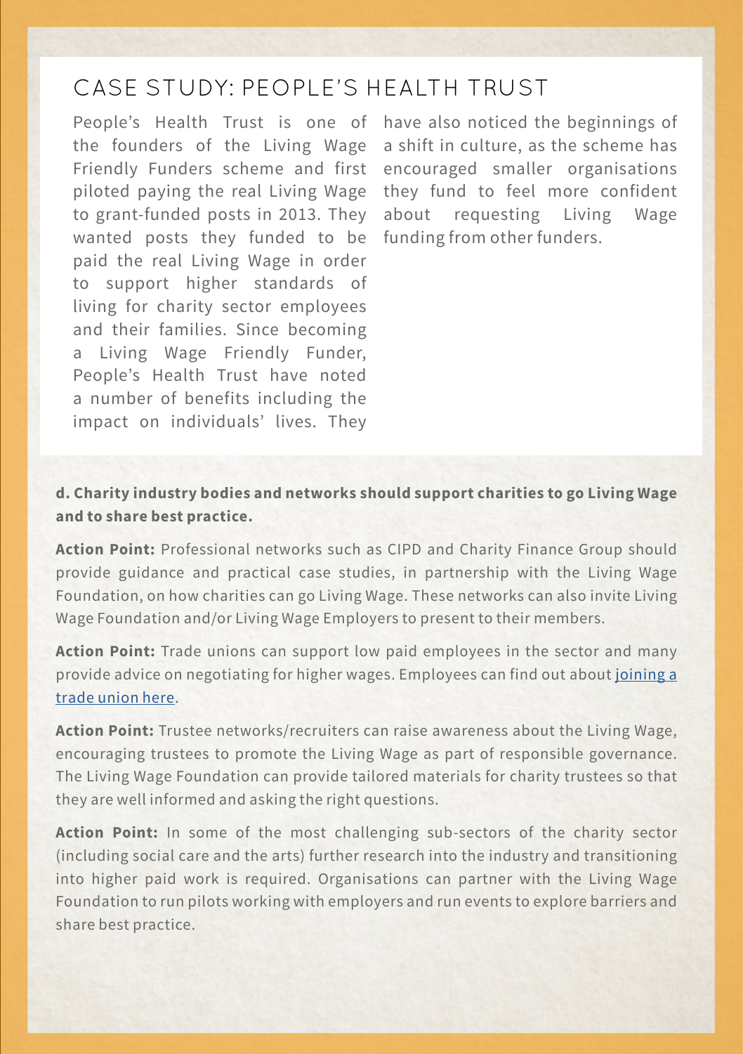## CASE STUDY: PEOPLE'S HEALTH TRUST

People's Health Trust is one of the founders of the Living Wage Friendly Funders scheme and first piloted paying the real Living Wage to grant-funded posts in 2013. They wanted posts they funded to be paid the real Living Wage in order to support higher standards of living for charity sector employees and their families. Since becoming a Living Wage Friendly Funder, People's Health Trust have noted a number of benefits including the impact on individuals' lives. They have also noticed the beginnings of a shift in culture, as the scheme has encouraged smaller organisations they fund to feel more confident about requesting Living Wage funding from other funders.

**d. Charity industry bodies and networks should support charities to go Living Wage and to share best practice.**

**Action Point:** Professional networks such as CIPD and Charity Finance Group should provide guidance and practical case studies, in partnership with the Living Wage Foundation, on how charities can go Living Wage. These networks can also invite Living Wage Foundation and/or Living Wage Employers to present to their members.

**Action Point:** Trade unions can support low paid employees in the sector and many provide advice on negotiating for higher wages. Employees can find out about joining a trade union here.

**Action Point:** Trustee networks/recruiters can raise awareness about the Living Wage, encouraging trustees to promote the Living Wage as part of responsible governance. The Living Wage Foundation can provide tailored materials for charity trustees so that they are well informed and asking the right questions.

**Action Point:** In some of the most challenging sub-sectors of the charity sector (including social care and the arts) further research into the industry and transitioning into higher paid work is required. Organisations can partner with the Living Wage Foundation to run pilots working with employers and run events to explore barriers and share best practice.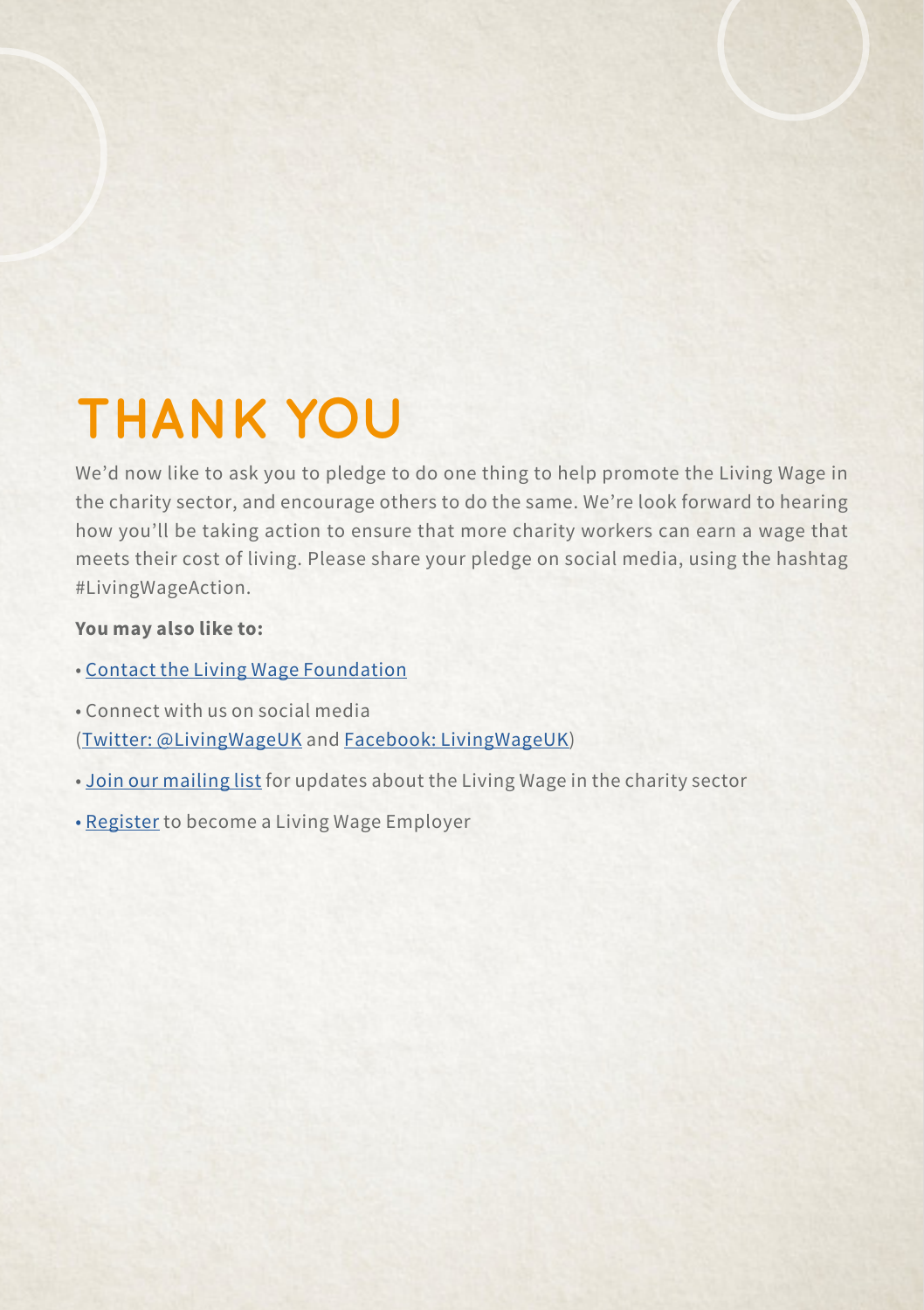# THANK YOU

We'd now like to ask you to pledge to do one thing to help promote the Living Wage in the charity sector, and encourage others to do the same. We're look forward to hearing how you'll be taking action to ensure that more charity workers can earn a wage that meets their cost of living. Please share your pledge on social media, using the hashtag #LivingWageAction.

**You may also like to:**

- Contact the Living Wage Foundation
- Connect with us on social media (Twitter: @LivingWageUK and Facebook: LivingWageUK)
- Join our mailing list for updates about the Living Wage in the charity sector
- Register to become a Living Wage Employer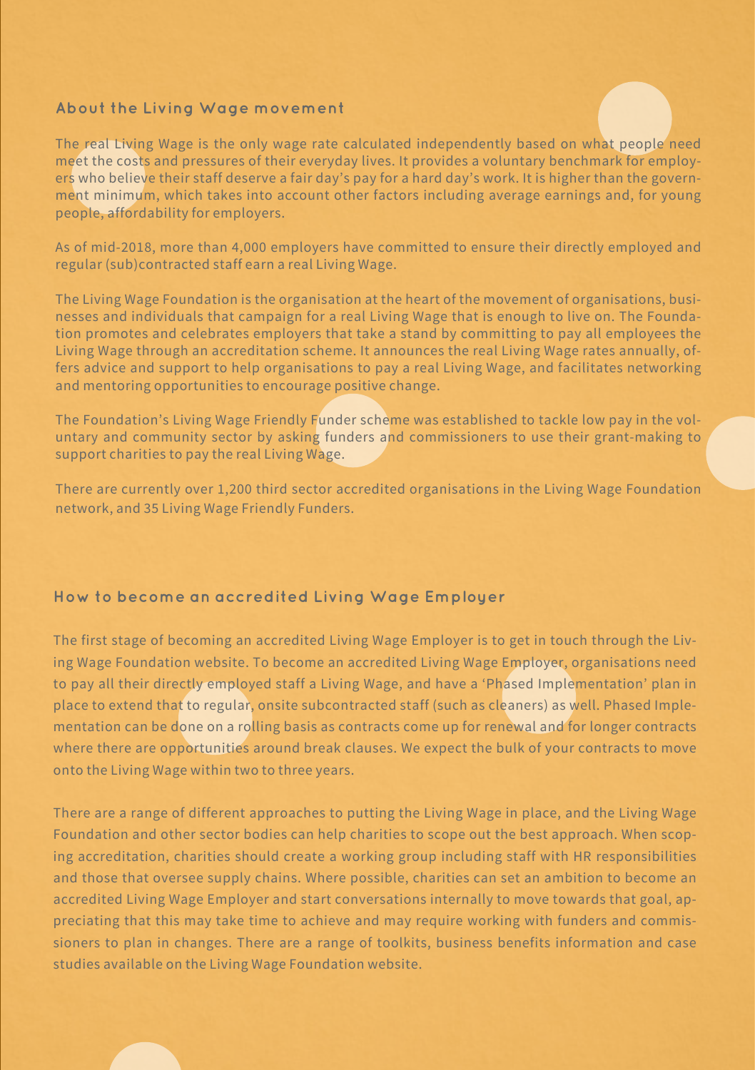## About the Living Wage movement

The real Living Wage is the only wage rate calculated independently based on what people need meet the costs and pressures of their everyday lives. It provides a voluntary benchmark for employers who believe their staff deserve a fair day's pay for a hard day's work. It is higher than the government minimum, which takes into account other factors including average earnings and, for young people, affordability for employers.

As of mid-2018, more than 4,000 employers have committed to ensure their directly employed and regular (sub)contracted staff earn a real Living Wage.

The Living Wage Foundation is the organisation at the heart of the movement of organisations, businesses and individuals that campaign for a real Living Wage that is enough to live on. The Foundation promotes and celebrates employers that take a stand by committing to pay all employees the Living Wage through an accreditation scheme. It announces the real Living Wage rates annually, offers advice and support to help organisations to pay a real Living Wage, and facilitates networking and mentoring opportunities to encourage positive change.

The Foundation's Living Wage Friendly Funder scheme was established to tackle low pay in the voluntary and community sector by asking funders and commissioners to use their grant-making to support charities to pay the real Living Wage.

There are currently over 1,200 third sector accredited organisations in the Living Wage Foundation network, and 35 Living Wage Friendly Funders.

## How to become an accredited Living Wage Employer

The first stage of becoming an accredited Living Wage Employer is to get in touch through the Living Wage Foundation website. To become an accredited Living Wage Employer, organisations need to pay all their directly employed staff a Living Wage, and have a 'Phased Implementation' plan in place to extend that to regular, onsite subcontracted staff (such as cleaners) as well. Phased Implementation can be done on a rolling basis as contracts come up for renewal and for longer contracts where there are opportunities around break clauses. We expect the bulk of your contracts to move onto the Living Wage within two to three years.

There are a range of different approaches to putting the Living Wage in place, and the Living Wage Foundation and other sector bodies can help charities to scope out the best approach. When scoping accreditation, charities should create a working group including staff with HR responsibilities and those that oversee supply chains. Where possible, charities can set an ambition to become an accredited Living Wage Employer and start conversations internally to move towards that goal, appreciating that this may take time to achieve and may require working with funders and commissioners to plan in changes. There are a range of toolkits, business benefits information and case studies available on the Living Wage Foundation website.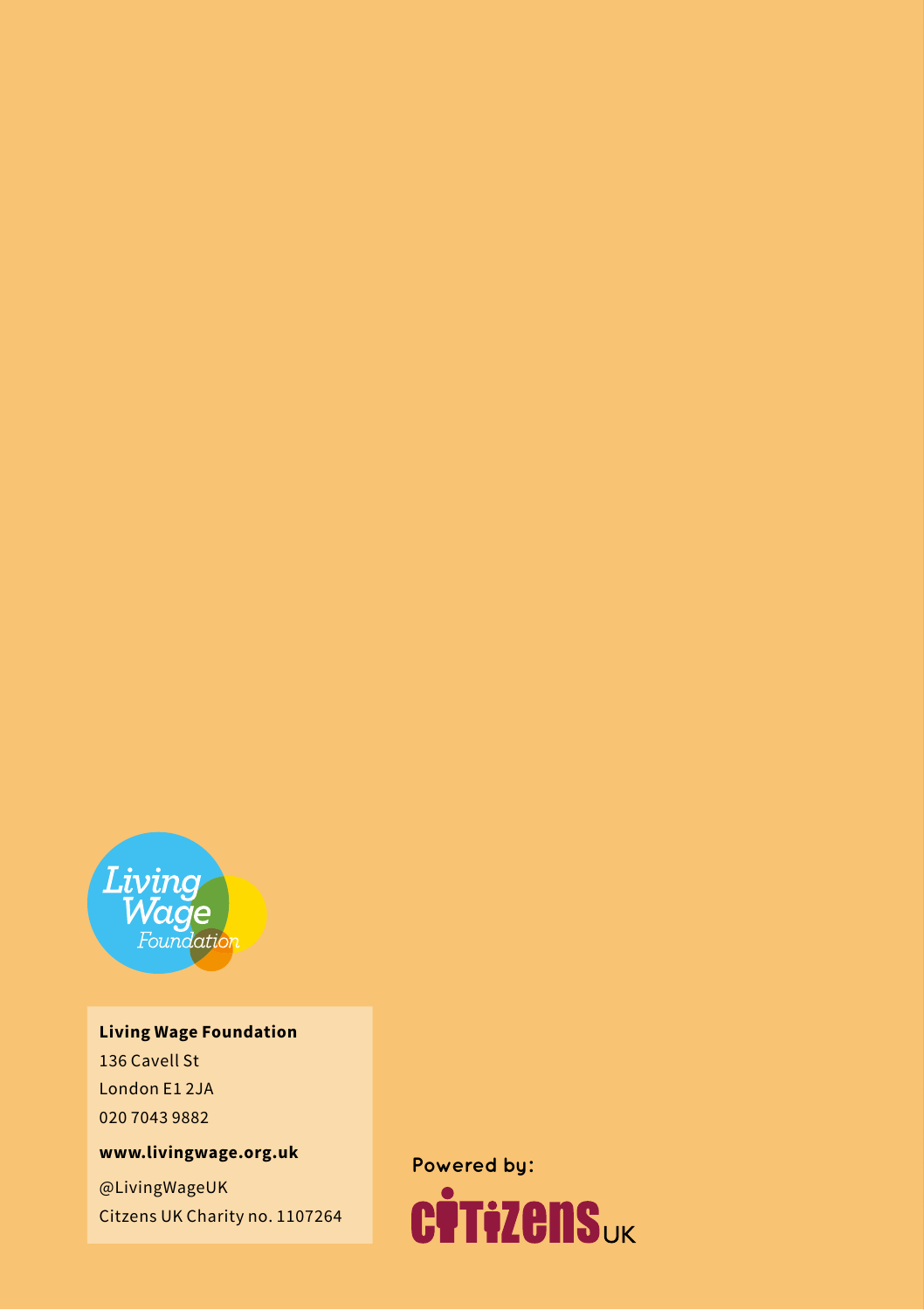**Living Wage Foundation**
136 Cavell St
London E1 2JA
020 7043 9882

**www.livingwage.org.uk**

@LivingWageUK
Citzens UK Charity no. 1107264

Powered by: